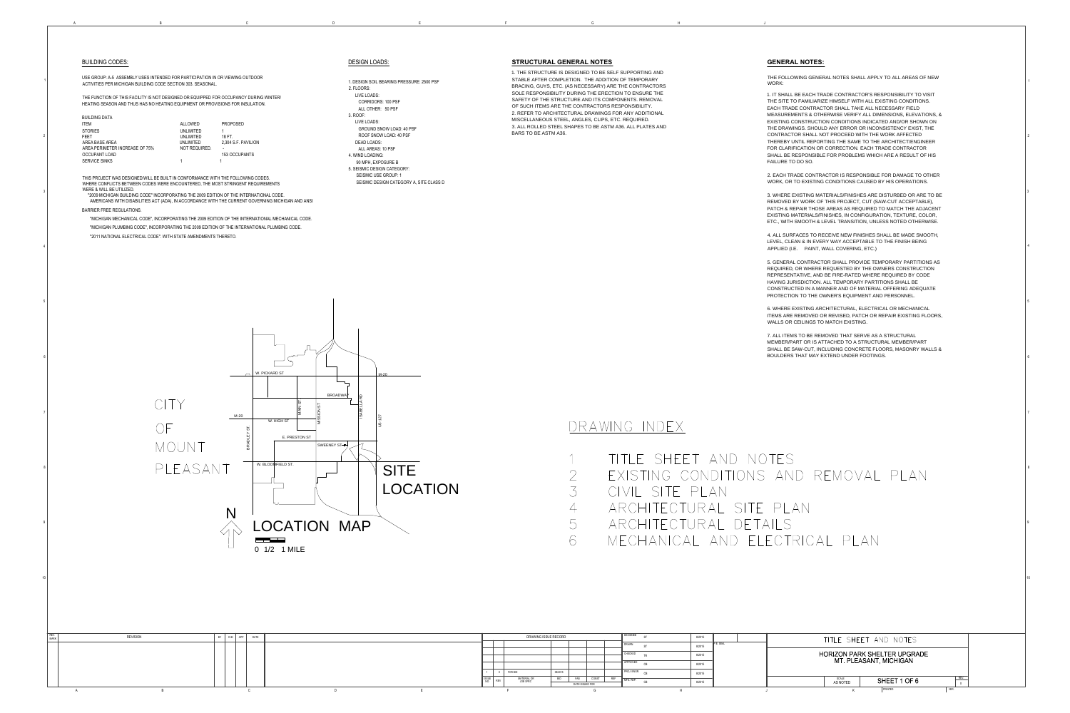## BUILDING CODES:

USE GROUP: A-5 ASSEMBLY USES INTENDED FOR PARTICIPATION IN OR VIEWING OUTDOOR ACTIVITIES PER MICHIGAN BUILDING CODE SECTION 303. SEASONAL.

THE FUNCTION OF THIS FACILITY IS NOT DESIGNED OR EQUIPPED FOR OCCUPANCY DURING WINTER/ HEATING SEASON AND THUS HAS NO HEATING EQUIPMENT OR PROVISIONS FOR INSULATION.

BUILDING DATA

| ITEM | ALLOWED | PROPOSED |
|---|---|---|
| STORIES | UNLIMITED | 1 |
| FEET | UNLIMITED | 18 FT. |
| AREA BASE AREA | UNLIMITED | 2,304 S.F. PAVILION |
| AREA PERIMETER INCREASE OF 75% | NOT REQUIRED. | - |
| OCCUPANT LOAD | | 153 OCCUPANTS |
| SERVICE SINKS | 1 | 1 |

THIS PROJECT WAS DESIGNED/WILL BE BUILT IN CONFORMANCE WITH THE FOLLOWING CODES. WHERE CONFLICTS BETWEEN CODES WERE ENCOUNTERED, THE MOST STRINGENT REQUIREMENTS WERE & WILL BE UTILIZED.

"2009 MICHIGAN BUILDING CODE" INCORPORATING THE 2009 EDITION OF THE INTERNATIONAL CODE. AMERICANS WITH DISABILITIES ACT (ADA), IN ACCORDANCE WITH THE CURRENT GOVERNING MICHIGAN AND ANSI

BARRIER FREE REGULATIONS.

"MICHIGAN MECHANICAL CODE", INCORPORATING THE 2009 EDITION OF THE INTERNATIONAL MECHANICAL CODE.

"MICHIGAN PLUMBING CODE", INCORPORATING THE 2009 EDITION OF THE INTERNATIONAL PLUMBING CODE.

"2011 NATIONAL ELECTRICAL CODE", WITH STATE AMENDMENTS THERETO.

## DESIGN LOADS:

1. DESIGN SOIL BEARING PRESSURE: 2500 PSF
2. FLOORS:
   - LIVE LOADS:
     - CORRIDORS: 100 PSF
     - ALL OTHER: 50 PSF
3. ROOF:
   - LIVE LOADS:
     - GROUND SNOW LOAD: 40 PSF
     - ROOF SNOW LOAD: 40 PSF
   - DEAD LOADS:
     - ALL AREAS: 10 PSF
4. WIND LOADING:
   - 90 MPH, EXPOSURE B
5. SEISMIC DESIGN CATEGORY:
   - SEISMIC USE GROUP: 1
   - SEISMIC DESIGN CATEGORY A, SITE CLASS D

## STRUCTURAL GENERAL NOTES

1. THE STRUCTURE IS DESIGNED TO BE SELF SUPPORTING AND STABLE AFTER COMPLETION. THE ADDITION OF TEMPORARY BRACING, GUYS, ETC. (AS NECESSARY) ARE THE CONTRACTORS SOLE RESPONSIBILITY DURING THE ERECTION TO ENSURE THE SAFETY OF THE STRUCTURE AND ITS COMPONENTS. REMOVAL OF SUCH ITEMS ARE THE CONTRACTORS RESPONSIBILITY.
2. REFER TO ARCHITECTURAL DRAWINGS FOR ANY ADDITIONAL MISCELLANEOUS STEEL, ANGLES, CLIPS, ETC. REQUIRED.
3. ALL ROLLED STEEL SHAPES TO BE ASTM A36. ALL PLATES AND BARS TO BE ASTM A36.

## GENERAL NOTES:

THE FOLLOWING GENERAL NOTES SHALL APPLY TO ALL AREAS OF NEW WORK:

1. IT SHALL BE EACH TRADE CONTRACTOR'S RESPONSIBILITY TO VISIT THE SITE TO FAMILIARIZE HIMSELF WITH ALL EXISTING CONDITIONS. EACH TRADE CONTRACTOR SHALL TAKE ALL NECESSARY FIELD MEASUREMENTS & OTHERWISE VERIFY ALL DIMENSIONS, ELEVATIONS, & EXISTING CONSTRUCTION CONDITIONS INDICATED AND/OR SHOWN ON THE DRAWINGS. SHOULD ANY ERROR OR INCONSISTENCY EXIST, THE CONTRACTOR SHALL NOT PROCEED WITH THE WORK AFFECTED THEREBY UNTIL REPORTING THE SAME TO THE ARCHITECT/ENGINEER FOR CLARIFICATION OR CORRECTION. EACH TRADE CONTRACTOR SHALL BE RESPONSIBLE FOR PROBLEMS WHICH ARE A RESULT OF HIS FAILURE TO DO SO.

2. EACH TRADE CONTRACTOR IS RESPONSIBLE FOR DAMAGE TO OTHER WORK, OR TO EXISTING CONDITIONS CAUSED BY HIS OPERATIONS.

3. WHERE EXISTING MATERIALS/FINISHES ARE DISTURBED OR ARE TO BE REMOVED BY WORK OF THIS PROJECT, CUT (SAW-CUT ACCEPTABLE), PATCH & REPAIR THOSE AREAS AS REQUIRED TO MATCH THE ADJACENT EXISTING MATERIALS/FINISHES, IN CONFIGURATION, TEXTURE, COLOR, ETC., WITH SMOOTH & LEVEL TRANSITION, UNLESS NOTED OTHERWISE.

4. ALL SURFACES TO RECEIVE NEW FINISHES SHALL BE MADE SMOOTH, LEVEL, CLEAN & IN EVERY WAY ACCEPTABLE TO THE FINISH BEING APPLIED (I.E. PAINT, WALL COVERING, ETC.)

5. GENERAL CONTRACTOR SHALL PROVIDE TEMPORARY PARTITIONS AS REQUIRED, OR WHERE REQUESTED BY THE OWNERS CONSTRUCTION REPRESENTATIVE, AND BE FIRE-RATED WHERE REQUIRED BY CODE HAVING JURISDICTION. ALL TEMPORARY PARTITIONS SHALL BE CONSTRUCTED IN A MANNER AND OF MATERIAL OFFERING ADEQUATE PROTECTION TO THE OWNER'S EQUIPMENT AND PERSONNEL.

6. WHERE EXISTING ARCHITECTURAL, ELECTRICAL OR MECHANICAL ITEMS ARE REMOVED OR REVISED, PATCH OR REPAIR EXISTING FLOORS, WALLS OR CEILINGS TO MATCH EXISTING.

7. ALL ITEMS TO BE REMOVED THAT SERVE AS A STRUCTURAL MEMBER/PART OR IS ATTACHED TO A STRUCTURAL MEMBER/PART SHALL BE SAW-CUT, INCLUDING CONCRETE FLOORS, MASONRY WALLS & BOULDERS THAT MAY EXTEND UNDER FOOTINGS.

CITY OF MOUNT PLEASANT

W. PICKARD ST. — M-20 — BROADWAY — MAIN ST — MISSION ST — ISABELLA RD — US-127 — W. HIGH ST — BRADLEY ST. — E. PRESTON ST — SWEENEY ST — W. BLOOMFIELD ST.

SITE LOCATION

N

## LOCATION MAP

0 1/2 1 MILE

## DRAWING INDEX

1. TITLE SHEET AND NOTES
2. EXISTING CONDITIONS AND REMOVAL PLAN
3. CIVIL SITE PLAN
4. ARCHITECTURAL SITE PLAN
5. ARCHITECTURAL DETAILS
6. MECHANICAL AND ELECTRICAL PLAN

| REV. MARK | REVISION | BY | CHK | APP | DATE |
|---|---|---|---|---|---|
| | | | | | |

DRAWING ISSUE RECORD

| ISSUE NO. | REV. | MATERIAL OR JOB SPEC. | BID | P&E | CONST | REF |
|---|---|---|---|---|---|---|
| 1 | 0 | FOR BID | 09/2015 | | | |

| | | |
|---|---|---|
| DESIGNED | ST | 6/2015 |
| DRAWN | ST | 6/2015 |
| CHECKED | TN | 6/2015 |
| APPROVED | CB | 6/2015 |
| PROJ. ENGR. | CB | 6/2015 |
| MFG. REP. | CB | 6/2015 |

P.E. SEAL

TITLE SHEET AND NOTES

HORIZON PARK SHELTER UPGRADE
MT. PLEASANT, MICHIGAN

SCALE: AS NOTED — SHEET 1 OF 6 — REV. 0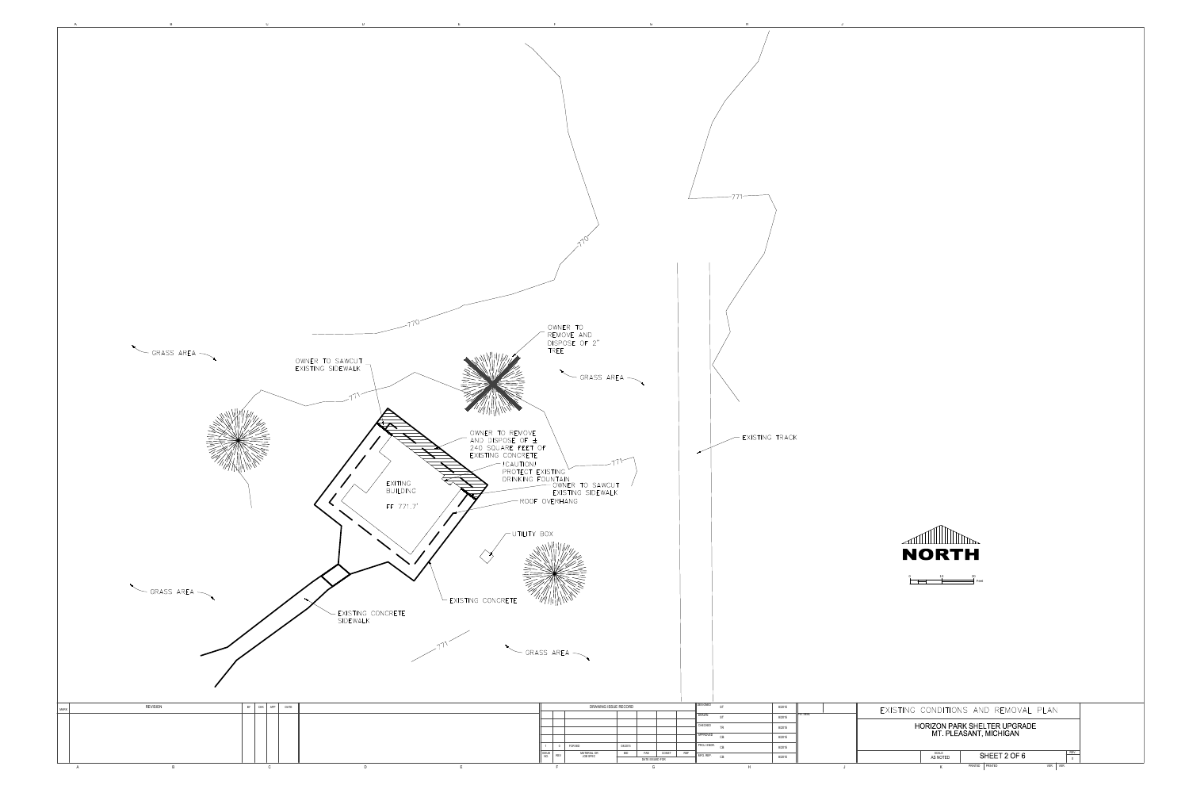# EXISTING CONDITIONS AND REMOVAL PLAN

## HORIZON PARK SHELTER UPGRADE
## MT. PLEASANT, MICHIGAN

GRASS AREA

OWNER TO SAWCUT EXISTING SIDEWALK

OWNER TO REMOVE AND DISPOSE OF 2" TREE

GRASS AREA

OWNER TO REMOVE AND DISPOSE OF ± 240 SQUARE FEET OF EXISTING CONCRETE

!CAUTION! PROTECT EXISTING DRINKING FOUNTAIN

OWNER TO SAWCUT EXISTING SIDEWALK

EXITING BUILDING

FF 771.7'

ROOF OVERHANG

EXISTING TRACK

UTILITY BOX

GRASS AREA

EXISTING CONCRETE

EXISTING CONCRETE SIDEWALK

GRASS AREA

GRASS AREA

770

771

NORTH

0 10 20 Feet

| MARK | REVISION | BY | CHK | APP | DATE |
|---|---|---|---|---|---|
| | | | | | |

DRAWING ISSUE RECORD

| ISSUE NO. | REV | MATERIAL OR JOB SPEC | BID | FAB | CONST | REF |
|---|---|---|---|---|---|---|
| 1 | 0 | FOR BID | 08/2015 | | | |

DATE ISSUED FOR

| | | |
|---|---|---|
| DESIGNED | ST | 8/2015 |
| DRAWN | ST | 8/2015 |
| CHECKED | TR | 8/2015 |
| APPROVED | CB | 8/2015 |
| PROJ. ENGR. | CB | 8/2015 |
| MFG. REP. | CB | 8/2015 |

PE SEAL

SCALE: AS NOTED

SHEET 2 OF 6

REV: 0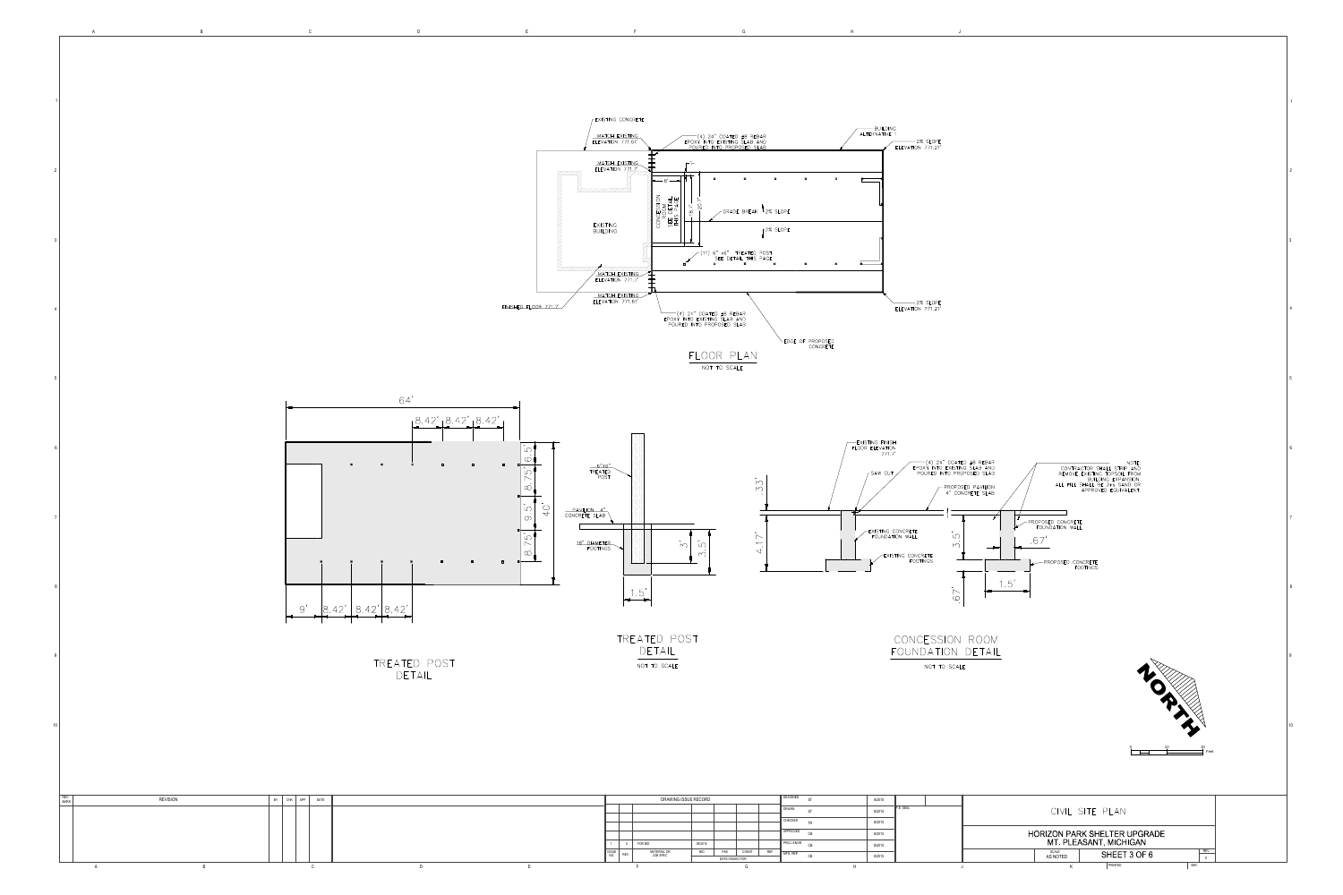## FLOOR PLAN

NOT TO SCALE

- EXISTING CONCRETE
- MATCH EXISTING ELEVATION 771.61'
- (4) 24" COATED #8 REBAR EPOXY INTO EXISTING SLAB AND POURED INTO PROPOSED SLAB
- BUILDING ALTERNATIVE 1
- 2% SLOPE ELEVATION 771.21'
- MATCH EXISTING ELEVATION 771.7'
- 1'
- 8'
- 20'
- 30.7'
- CONCESSION ROOM SEE DETAIL THIS PAGE
- GRADE BREAK
- 2% SLOPE
- 2% SLOPE
- EXISTING BUILDING
- (11) 6" x6" TREATED POST SEE DETAIL THIS PAGE
- MATCH EXISTING ELEVATION 771.7'
- MATCH EXISTING ELEVATION 771.61'
- FINISHED FLOOR 771.7'
- (4) 24" COATED #8 REBAR EPOXY INTO EXISTING SLAB AND POURED INTO PROPOSED SLAB
- 2% SLOPE ELEVATION 771.21'
- EDGE OF PROPOSED CONCRETE

## TREATED POST DETAIL

- 64'
- 8.42' | 8.42' | 8.42'
- 6.5' | 8.75' | 9.5' | 8.75'
- 40'
- 9' | 8.42' | 8.42' | 8.42'

## TREATED POST DETAIL

NOT TO SCALE

- 6"X6" TREATED POST
- PAVILION 4" CONCRETE SLAB
- 18" DIAMETER FOOTINGS
- 3'
- 3.5'
- 1.5'

## CONCESSION ROOM FOUNDATION DETAIL

NOT TO SCALE

- EXISTING FINISH FLOOR ELEVATION 771.7'
- (4) 24" COATED #8 REBAR EPOXY INTO EXISTING SLAB AND POURED INTO PROPOSED SLAB
- SAW CUT
- PROPOSED PAVILION 4" CONCRETE SLAB
- .33'
- 4.17'
- EXISTING CONCRETE FOUNDATION WALL
- EXISTING CONCRETE FOOTINGS
- PROPOSED CONCRETE FOUNDATION WALL
- 3.5'
- .67'
- PROPOSED CONCRETE FOOTINGS
- 1.5'
- .67'

NOTE
CONTRACTOR SHALL STRIP AND REMOVE EXISTING TOPSOIL FROM BUILDING EXPANSION. ALL FILL SHALL BE 2NS SAND OR APPROVED EQUIVALENT.

NORTH

0 | 10 | 20 Feet

| REV. MARK | REVISION | BY | CHK | APP | DATE |
|---|---|---|---|---|---|

| DRAWING ISSUE RECORD | | | | | | |
|---|---|---|---|---|---|---|
| 1 | 0 | FOR BID | 6/6/2016 | | | |
| ISSUE NO. | REV. | MATERIAL OR JOB SPEC | BID | FAB | CONST | REF |
| | | | DATE ISSUED FOR | | | |

| | | |
|---|---|---|
| DESIGNED | ST | 6/2016 |
| DRAWN | ST | 6/2016 |
| CHECKED | SN | 6/2016 |
| APPROVED | CB | 6/2016 |
| PROJ. ENGR. | CB | 6/2016 |
| SITE REP. | CB | 6/2016 |

P.E. SEAL

CIVIL SITE PLAN

HORIZON PARK SHELTER UPGRADE
MT. PLEASANT, MICHIGAN

SCALE: AS NOTED | SHEET 3 OF 6 | REV. 0

PRINTED | SER.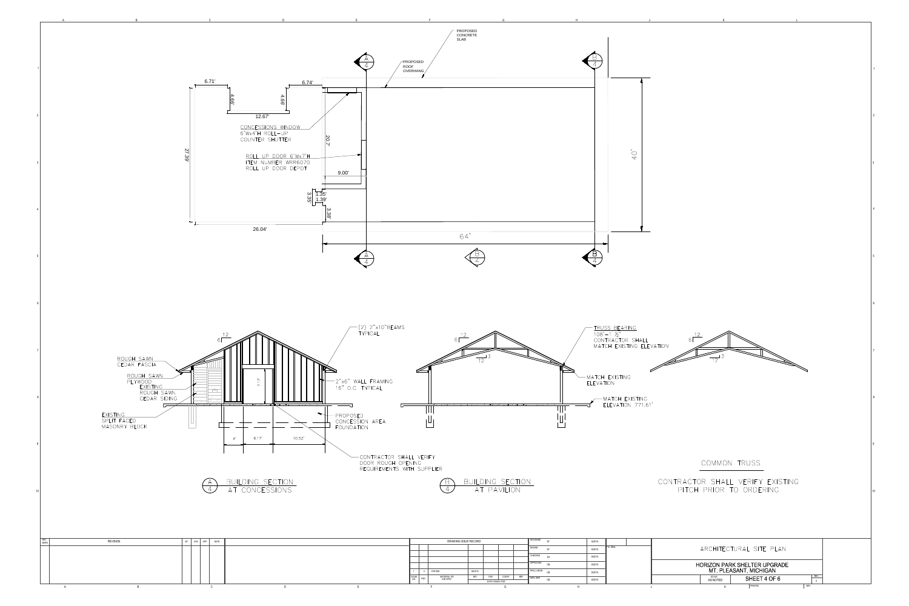PROPOSED CONCRETE SLAB

PROPOSED ROOF OVERHANG

6.71'

6.74'

4.66'

4.66'

12.67'

CONCESSIONS WINDOW
6'Wx4'H ROLL-UP
COUNTER SHUTTER

20.7'

27.39'

ROLL UP DOOR 6'Wx7'H
ITEM NUMBER WRR6070
ROLL UP DOOR DEPOT

9.00'

3.35'

1.35'

1.39'

3.38'

26.04'

40'

64'

12
6

ROUGH SAWN
CEDAR FASCIA

ROUGH SAWN
PLYWOOD
EXISTING
ROUGH SAWN
CEDAR SIDING

EXISTING
SPLIT FACED
MASONRY BLOCK

(2) 2"x10" BEAMS
TYPICAL

7.1'

2"x6" WALL FRAMING
16" O.C. TYPICAL

PROPOSED
CONCESSION AREA
FOUNDATION

4'

6.17'

10.52'

CONTRACTOR SHALL VERIFY
DOOR ROUGH OPENING
REQUIREMENTS WITH SUPPLIER

A/4 BUILDING SECTION AT CONCESSIONS

12
6

12
3

TRUSS BEARING
108'-1 ½"
CONTRACTOR SHALL
MATCH EXISTING ELEVATION

MATCH EXISTING
ELEVATION

MATCH EXISTING
ELEVATION 771.61'

B/4 BUILDING SECTION AT PAVILION

12
6

12
3

COMMON TRUSS

CONTRACTOR SHALL VERIFY EXISTING
PITCH PRIOR TO ORDERING

| REV. MARK | REVISION | BY | CHK | APP | DATE |
|---|---|---|---|---|---|

DRAWING ISSUE RECORD

| ISSUE NO. | REV. | MATERIAL OR JOB SPEC. | DATE ISSUED FOR | BID | FAB | CONST | REF |
|---|---|---|---|---|---|---|---|
| 1 | 0 | FOR BID | 06/2015 | | | | |

| | | |
|---|---|---|
| DESIGNED | AT | 6/2015 |
| DRAWN | AT | 6/2015 |
| CHECKED | SN | 6/2015 |
| APPROVED | CB | 6/2015 |
| PROJ. ENGR. | CB | 6/2015 |
| MFG. REP. | CB | 6/2015 |

P.E. SEAL

ARCHITECTURAL SITE PLAN

HORIZON PARK SHELTER UPGRADE
MT. PLEASANT, MICHIGAN

SCALE: AS NOTED

SHEET 4 OF 6

REV. 0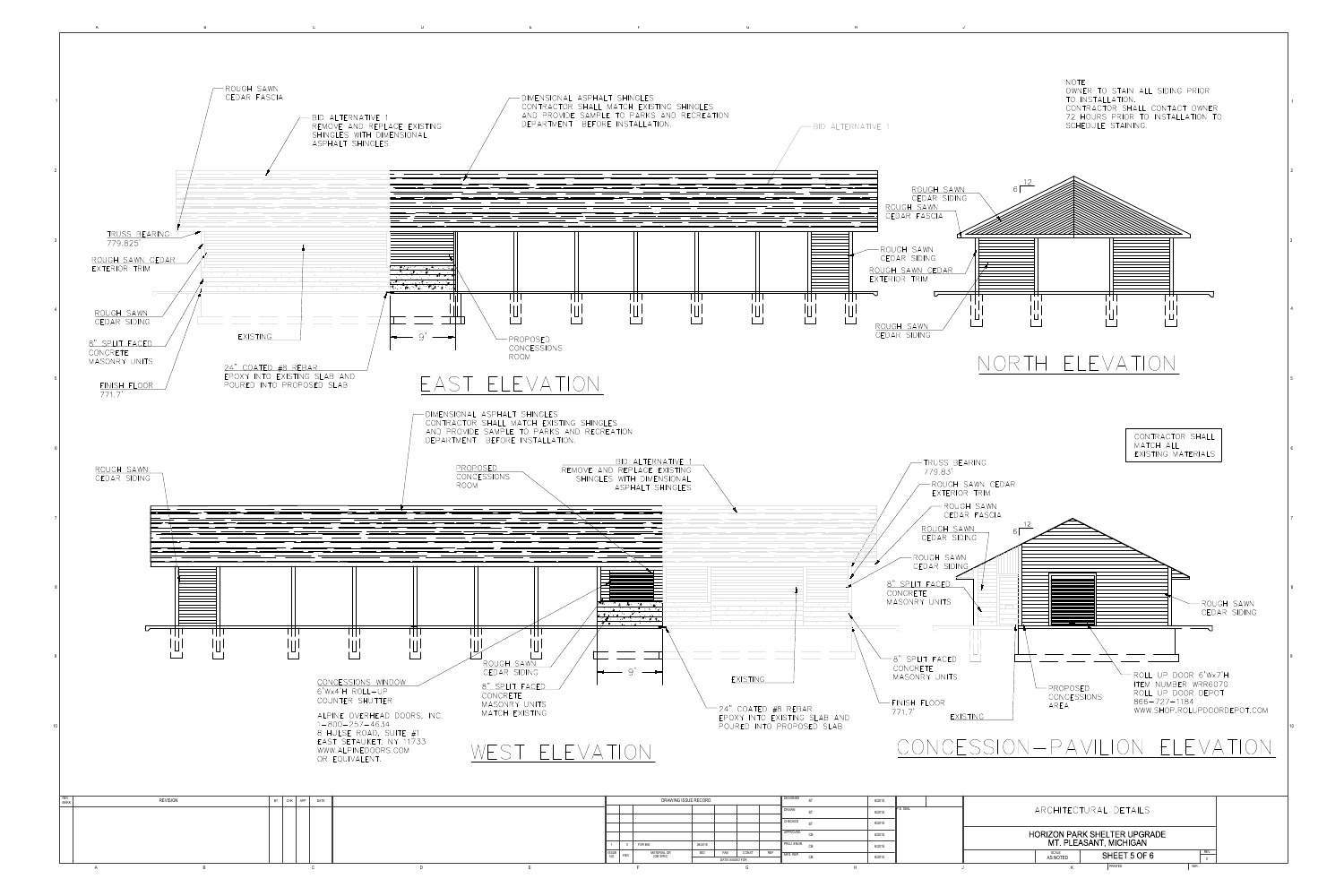## EAST ELEVATION

- ROUGH SAWN CEDAR FASCIA
- BID ALTERNATIVE 1: REMOVE AND REPLACE EXISTING SHINGLES WITH DIMENSIONAL ASPHALT SHINGLES
- DIMENSIONAL ASPHALT SHINGLES: CONTRACTOR SHALL MATCH EXISTING SHINGLES AND PROVIDE SAMPLE TO PARKS AND RECREATION DEPARTMENT BEFORE INSTALLATION.
- BID ALTERNATIVE 1
- TRUSS BEARING 779.825'
- ROUGH SAWN CEDAR EXTERIOR TRIM
- ROUGH SAWN CEDAR SIDING
- 8" SPLIT FACED CONCRETE MASONRY UNITS
- FINISH FLOOR 771.7'
- EXISTING
- 24" COATED #8 REBAR EPOXY INTO EXISTING SLAB AND POURED INTO PROPOSED SLAB
- 9'
- PROPOSED CONCESSIONS ROOM
- ROUGH SAWN CEDAR SIDING

## NORTH ELEVATION

- ROUGH SAWN CEDAR SIDING
- ROUGH SAWN CEDAR FASCIA
- ROUGH SAWN CEDAR EXTERIOR TRIM
- ROUGH SAWN CEDAR SIDING
- 6 / 12

NOTE
OWNER TO STAIN ALL SIDING PRIOR TO INSTALLATION.
CONTRACTOR SHALL CONTACT OWNER 72 HOURS PRIOR TO INSTALLATION TO SCHEDULE STAINING.

CONTRACTOR SHALL MATCH ALL EXISTING MATERIALS

## WEST ELEVATION

- DIMENSIONAL ASPHALT SHINGLES: CONTRACTOR SHALL MATCH EXISTING SHINGLES AND PROVIDE SAMPLE TO PARKS AND RECREATION DEPARTMENT BEFORE INSTALLATION.
- ROUGH SAWN CEDAR SIDING
- PROPOSED CONCESSIONS ROOM
- BID ALTERNATIVE 1: REMOVE AND REPLACE EXISTING SHINGLES WITH DIMENSIONAL ASPHALT SHINGLES
- CONCESSIONS WINDOW: 6'Wx4'H ROLL-UP COUNTER SHUTTER
  ALPINE OVERHEAD DOORS, INC.
  1-800-257-4634
  8 HULSE ROAD, SUITE #1
  EAST SETAUKET, NY 11733
  WWW.ALPINEDOORS.COM
  OR EQUIVALENT.
- ROUGH SAWN CEDAR SIDING
- 8" SPLIT FACED CONCRETE MASONRY UNITS MATCH EXISTING
- 9'
- EXISTING
- 24" COATED #8 REBAR EPOXY INTO EXISTING SLAB AND POURED INTO PROPOSED SLAB

## CONCESSION-PAVILION ELEVATION

- TRUSS BEARING 779.83'
- ROUGH SAWN CEDAR EXTERIOR TRIM
- ROUGH SAWN CEDAR FASCIA
- ROUGH SAWN CEDAR SIDING
- ROUGH SAWN CEDAR SIDING
- 8" SPLIT FACED CONCRETE MASONRY UNITS
- 8" SPLIT FACED CONCRETE MASONRY UNITS
- FINISH FLOOR 771.7'
- EXISTING
- PROPOSED CONCESSIONS AREA
- 6 / 12
- ROUGH SAWN CEDAR SIDING
- ROLL UP DOOR 6'Wx7'H ITEM NUMBER WRR6070 ROLL UP DOOR DEPOT 866-727-1184 WWW.SHOP.ROLLUPDOORDEPOT.COM

| DRAWING ISSUE RECORD | | | | | | | |
|---|---|---|---|---|---|---|---|
| 1 | 0 | FOR BID | 09/2015 | | | | |
| ISSUE NO. | REV. | MATERIAL OR JOB SPEC. | BID | FAB | CONST | REF | |
| | | | DATE ISSUED FOR | | | | |

| | | |
|---|---|---|
| DESIGNED | ST | 6/2015 |
| DRAWN | ST | 6/2015 |
| CHECKED | ST | 6/2015 |
| APPROVED | CB | 6/2015 |
| PROJ. ENGR. | CB | 6/2015 |
| MFG. REP. | CB | 6/2015 |

ARCHITECTURAL DETAILS

HORIZON PARK SHELTER UPGRADE
MT. PLEASANT, MICHIGAN

SCALE: AS NOTED — SHEET 5 OF 6 — REV. 0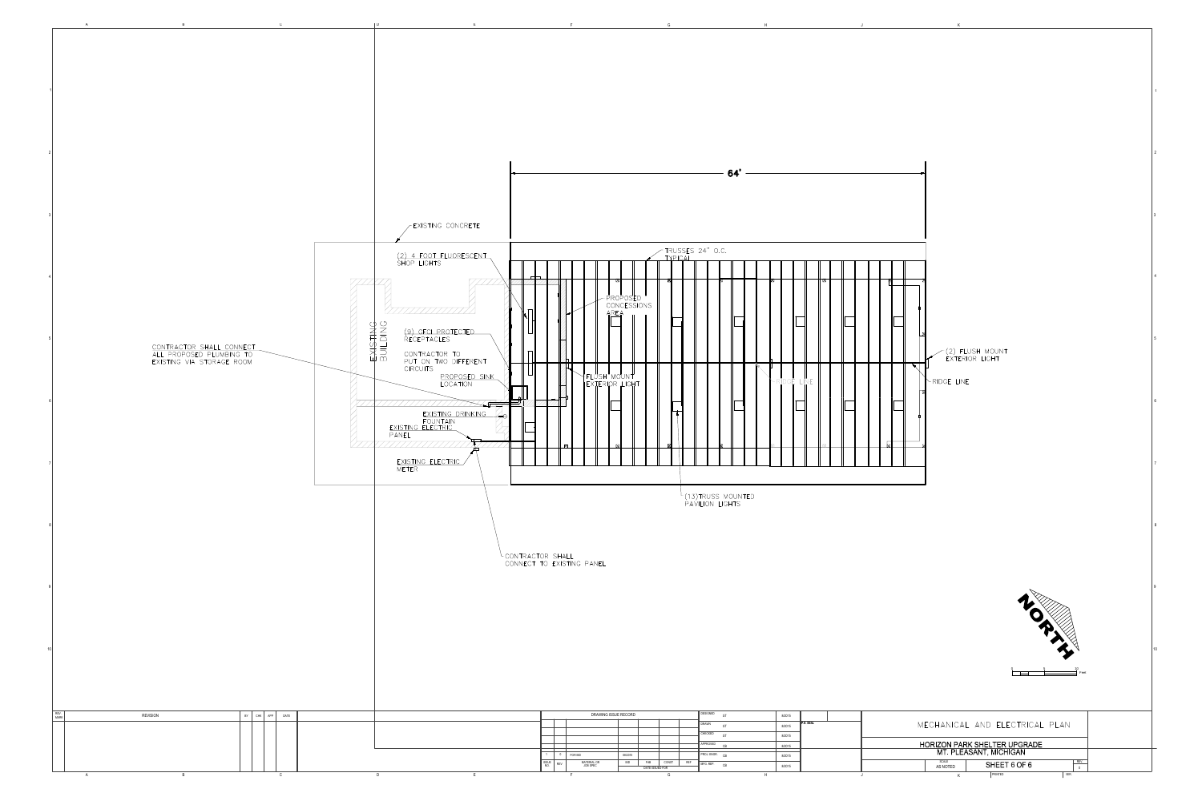64'

EXISTING CONCRETE

(2) 4 FOOT FLUORESCENT SHOP LIGHTS

TRUSSES 24" O.C. TYPICAL

PROPOSED CONCESSIONS AREA

EXISTING BUILDING

(9) GFCI PROTECTED RECEPTACLES

CONTRACTOR TO PUT ON TWO DIFFERENT CIRCUITS

CONTRACTOR SHALL CONNECT ALL PROPOSED PLUMBING TO EXISTING VIA STORAGE ROOM

PROPOSED SINK LOCATION

FLUSH MOUNT EXTERIOR LIGHT

(2) FLUSH MOUNT EXTERIOR LIGHT

RIDGE LINE

EXISTING DRINKING FOUNTAIN

EXISTING ELECTRIC PANEL

EXISTING ELECTRIC METER

(13) TRUSS MOUNTED PAVILION LIGHTS

CONTRACTOR SHALL CONNECT TO EXISTING PANEL

NORTH

0 5 10 Feet

| REV. MARK | REVISION | BY | CHK | APP | DATE |
|---|---|---|---|---|---|
| | | | | | |

DRAWING ISSUE RECORD

| ISSUE NO. | REV | MATERIAL OR JOB SPEC. | BIDS | FAB | CONST | REF |
|---|---|---|---|---|---|---|
| 1 | 0 | FORCED | DESIGN | | | |

DATE ISSUED FOR

| | | |
|---|---|---|
| DESIGNED | ST | 6/2015 |
| DRAWN | ST | 6/2015 |
| CHECKED | ST | 6/2015 |
| APPROVED | CB | 6/2015 |
| PROJ. ENGR. | CB | 6/2015 |
| SPEC. REF. | CB | 6/2015 |

P.E. SEAL

MECHANICAL AND ELECTRICAL PLAN

HORIZON PARK SHELTER UPGRADE
MT. PLEASANT, MICHIGAN

SCALE: AS NOTED

SHEET 6 OF 6

REV. 0

PRINTED

SER.